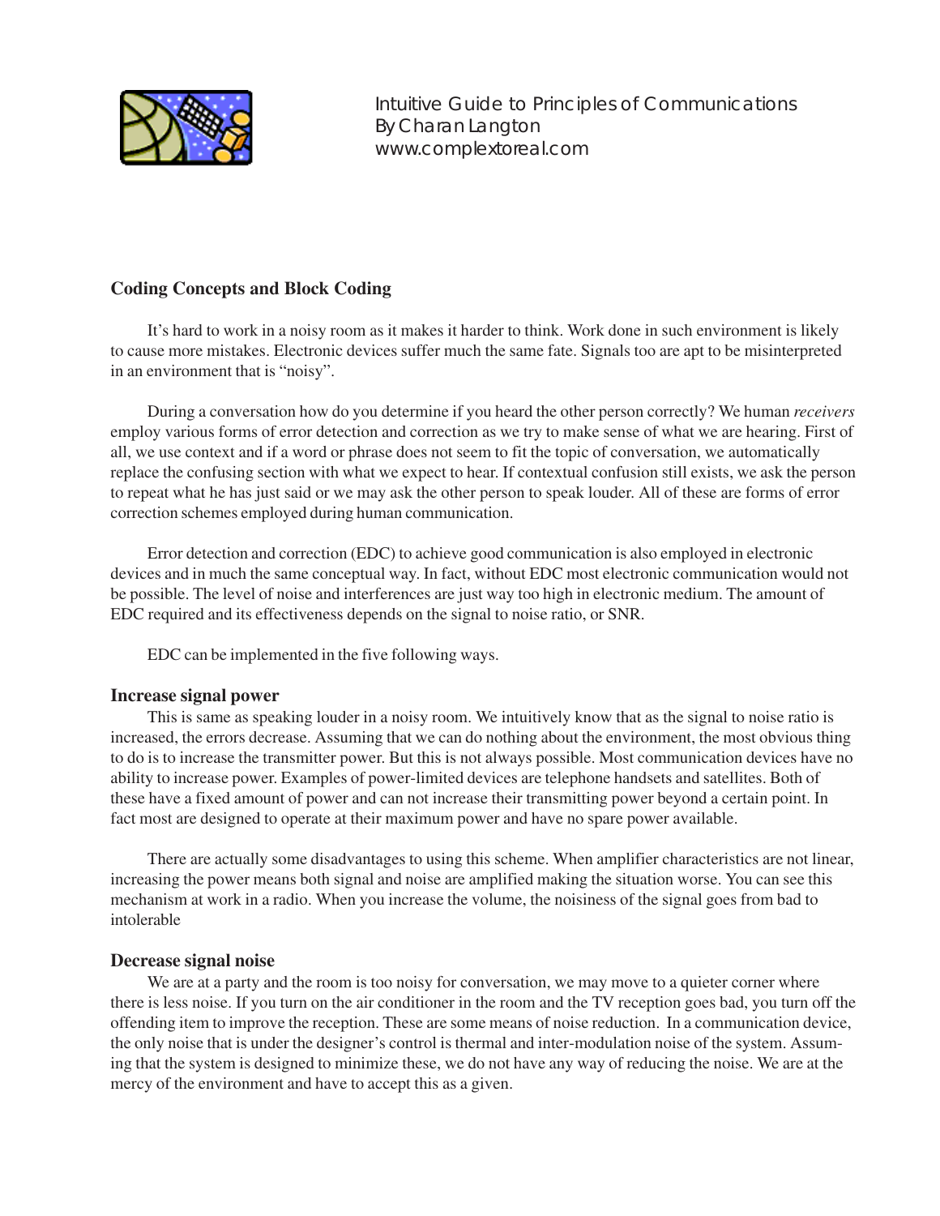Intuitive Guide to Principles of Communications
By Charan Langton
www.complextoreal.com

## Coding Concepts and Block Coding

It's hard to work in a noisy room as it makes it harder to think. Work done in such environment is likely to cause more mistakes. Electronic devices suffer much the same fate. Signals too are apt to be misinterpreted in an environment that is "noisy".

During a conversation how do you determine if you heard the other person correctly? We human *receivers* employ various forms of error detection and correction as we try to make sense of what we are hearing. First of all, we use context and if a word or phrase does not seem to fit the topic of conversation, we automatically replace the confusing section with what we expect to hear. If contextual confusion still exists, we ask the person to repeat what he has just said or we may ask the other person to speak louder. All of these are forms of error correction schemes employed during human communication.

Error detection and correction (EDC) to achieve good communication is also employed in electronic devices and in much the same conceptual way. In fact, without EDC most electronic communication would not be possible. The level of noise and interferences are just way too high in electronic medium. The amount of EDC required and its effectiveness depends on the signal to noise ratio, or SNR.

EDC can be implemented in the five following ways.

### Increase signal power

This is same as speaking louder in a noisy room. We intuitively know that as the signal to noise ratio is increased, the errors decrease. Assuming that we can do nothing about the environment, the most obvious thing to do is to increase the transmitter power. But this is not always possible. Most communication devices have no ability to increase power. Examples of power-limited devices are telephone handsets and satellites. Both of these have a fixed amount of power and can not increase their transmitting power beyond a certain point. In fact most are designed to operate at their maximum power and have no spare power available.

There are actually some disadvantages to using this scheme. When amplifier characteristics are not linear, increasing the power means both signal and noise are amplified making the situation worse. You can see this mechanism at work in a radio. When you increase the volume, the noisiness of the signal goes from bad to intolerable

### Decrease signal noise

We are at a party and the room is too noisy for conversation, we may move to a quieter corner where there is less noise. If you turn on the air conditioner in the room and the TV reception goes bad, you turn off the offending item to improve the reception. These are some means of noise reduction. In a communication device, the only noise that is under the designer's control is thermal and inter-modulation noise of the system. Assuming that the system is designed to minimize these, we do not have any way of reducing the noise. We are at the mercy of the environment and have to accept this as a given.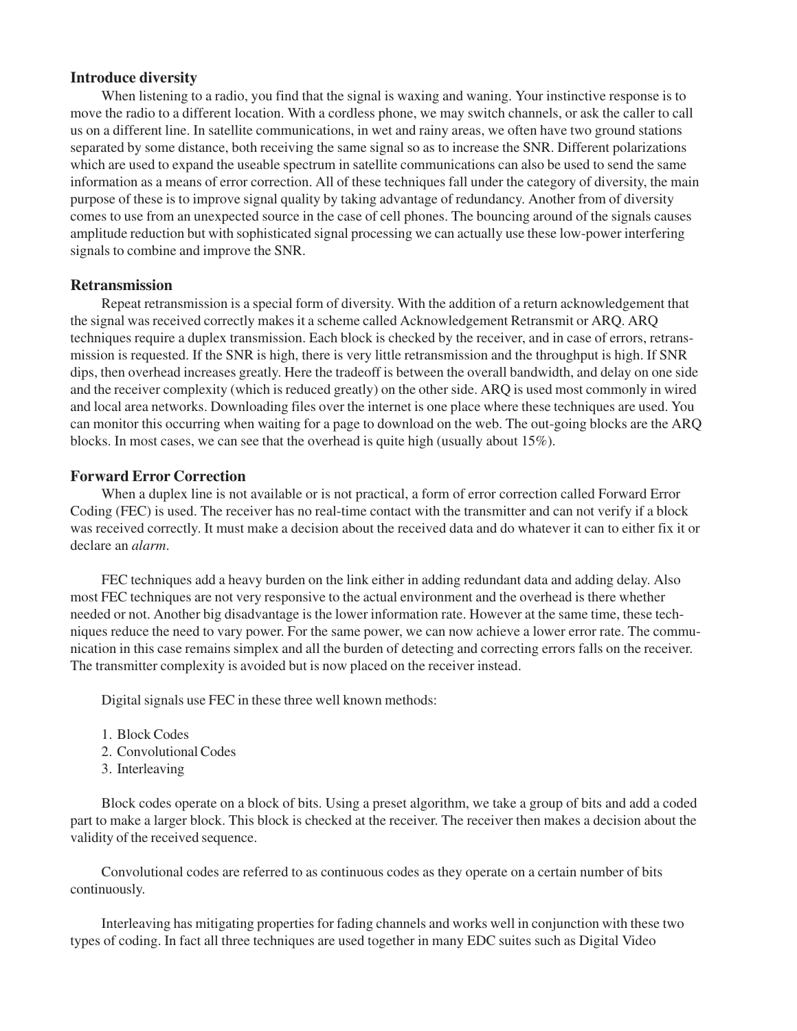### Introduce diversity

When listening to a radio, you find that the signal is waxing and waning. Your instinctive response is to move the radio to a different location. With a cordless phone, we may switch channels, or ask the caller to call us on a different line. In satellite communications, in wet and rainy areas, we often have two ground stations separated by some distance, both receiving the same signal so as to increase the SNR. Different polarizations which are used to expand the useable spectrum in satellite communications can also be used to send the same information as a means of error correction. All of these techniques fall under the category of diversity, the main purpose of these is to improve signal quality by taking advantage of redundancy. Another from of diversity comes to use from an unexpected source in the case of cell phones. The bouncing around of the signals causes amplitude reduction but with sophisticated signal processing we can actually use these low-power interfering signals to combine and improve the SNR.

### Retransmission

Repeat retransmission is a special form of diversity. With the addition of a return acknowledgement that the signal was received correctly makes it a scheme called Acknowledgement Retransmit or ARQ. ARQ techniques require a duplex transmission. Each block is checked by the receiver, and in case of errors, retransmission is requested. If the SNR is high, there is very little retransmission and the throughput is high. If SNR dips, then overhead increases greatly. Here the tradeoff is between the overall bandwidth, and delay on one side and the receiver complexity (which is reduced greatly) on the other side. ARQ is used most commonly in wired and local area networks. Downloading files over the internet is one place where these techniques are used. You can monitor this occurring when waiting for a page to download on the web. The out-going blocks are the ARQ blocks. In most cases, we can see that the overhead is quite high (usually about 15%).

### Forward Error Correction

When a duplex line is not available or is not practical, a form of error correction called Forward Error Coding (FEC) is used. The receiver has no real-time contact with the transmitter and can not verify if a block was received correctly. It must make a decision about the received data and do whatever it can to either fix it or declare an *alarm*.

FEC techniques add a heavy burden on the link either in adding redundant data and adding delay. Also most FEC techniques are not very responsive to the actual environment and the overhead is there whether needed or not. Another big disadvantage is the lower information rate. However at the same time, these techniques reduce the need to vary power. For the same power, we can now achieve a lower error rate. The communication in this case remains simplex and all the burden of detecting and correcting errors falls on the receiver. The transmitter complexity is avoided but is now placed on the receiver instead.

Digital signals use FEC in these three well known methods:

1. Block Codes
2. Convolutional Codes
3. Interleaving

Block codes operate on a block of bits. Using a preset algorithm, we take a group of bits and add a coded part to make a larger block. This block is checked at the receiver. The receiver then makes a decision about the validity of the received sequence.

Convolutional codes are referred to as continuous codes as they operate on a certain number of bits continuously.

Interleaving has mitigating properties for fading channels and works well in conjunction with these two types of coding. In fact all three techniques are used together in many EDC suites such as Digital Video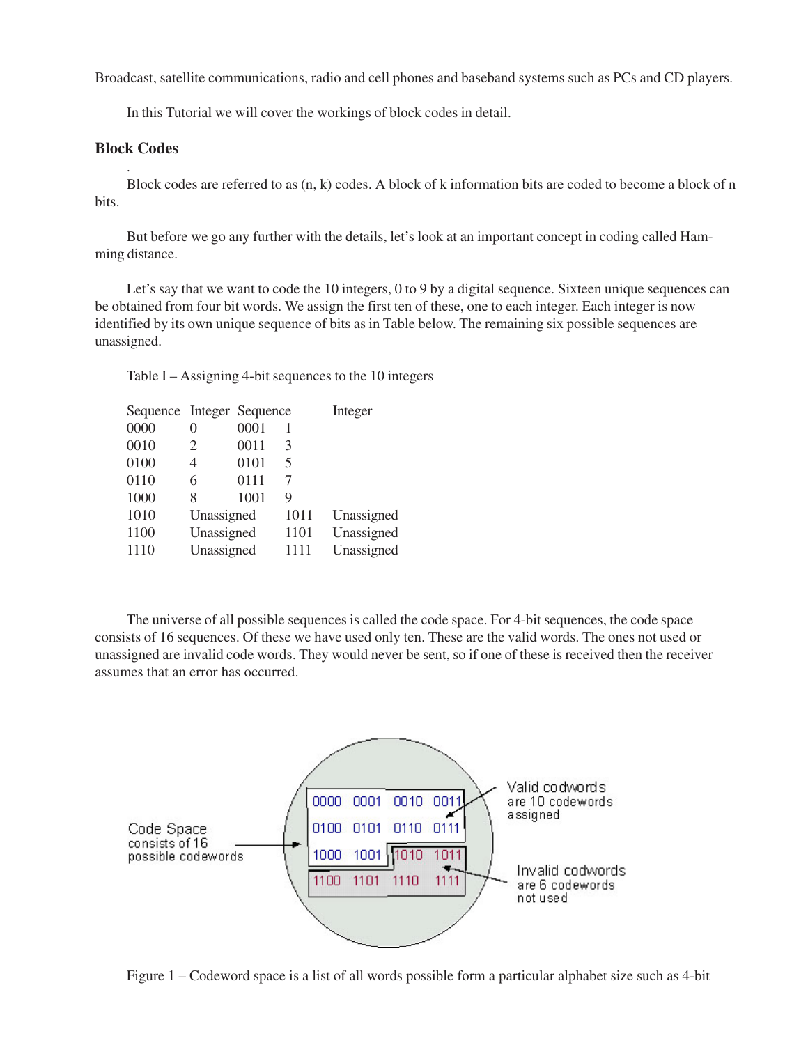Broadcast, satellite communications, radio and cell phones and baseband systems such as PCs and CD players.

In this Tutorial we will cover the workings of block codes in detail.

### Block Codes

.

Block codes are referred to as (n, k) codes. A block of k information bits are coded to become a block of n bits.

But before we go any further with the details, let's look at an important concept in coding called Hamming distance.

Let's say that we want to code the 10 integers, 0 to 9 by a digital sequence. Sixteen unique sequences can be obtained from four bit words. We assign the first ten of these, one to each integer. Each integer is now identified by its own unique sequence of bits as in Table below. The remaining six possible sequences are unassigned.

Table I – Assigning 4-bit sequences to the 10 integers

| Sequence | Integer | Sequence | Integer |
|---|---|---|---|
| 0000 | 0 | 0001 | 1 |
| 0010 | 2 | 0011 | 3 |
| 0100 | 4 | 0101 | 5 |
| 0110 | 6 | 0111 | 7 |
| 1000 | 8 | 1001 | 9 |
| 1010 | Unassigned | 1011 | Unassigned |
| 1100 | Unassigned | 1101 | Unassigned |
| 1110 | Unassigned | 1111 | Unassigned |

The universe of all possible sequences is called the code space. For 4-bit sequences, the code space consists of 16 sequences. Of these we have used only ten. These are the valid words. The ones not used or unassigned are invalid code words. They would never be sent, so if one of these is received then the receiver assumes that an error has occurred.

Figure 1 – Codeword space is a list of all words possible form a particular alphabet size such as 4-bit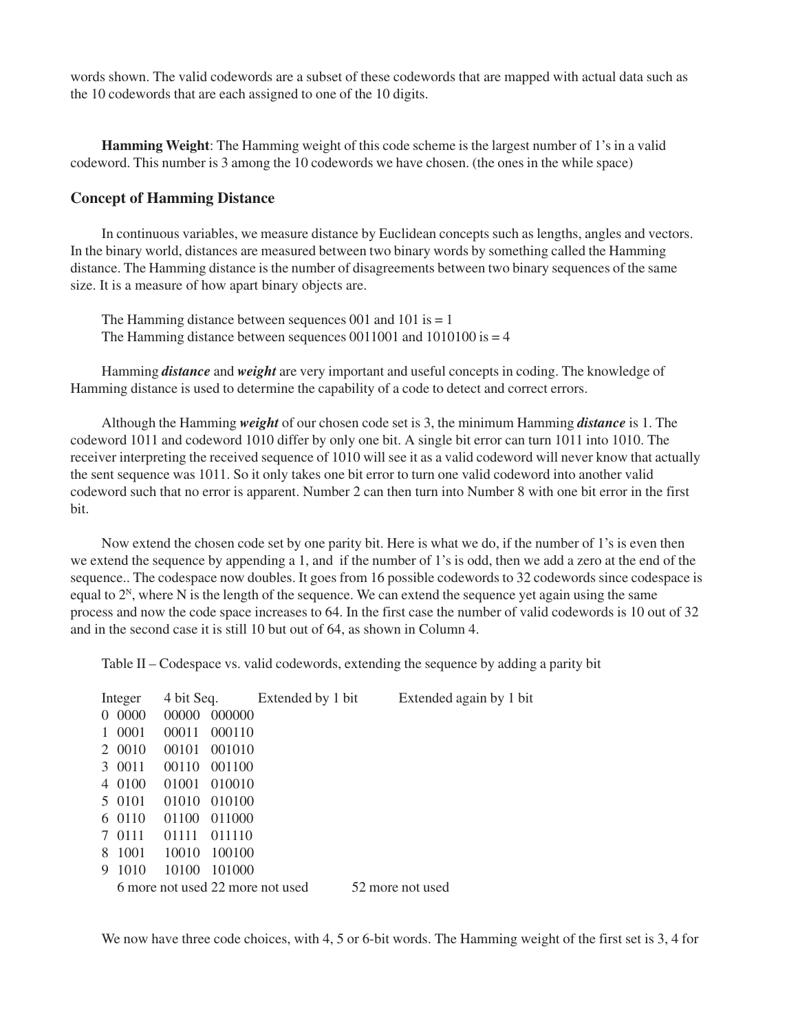words shown. The valid codewords are a subset of these codewords that are mapped with actual data such as the 10 codewords that are each assigned to one of the 10 digits.

**Hamming Weight**: The Hamming weight of this code scheme is the largest number of 1's in a valid codeword. This number is 3 among the 10 codewords we have chosen. (the ones in the while space)

### Concept of Hamming Distance

In continuous variables, we measure distance by Euclidean concepts such as lengths, angles and vectors. In the binary world, distances are measured between two binary words by something called the Hamming distance. The Hamming distance is the number of disagreements between two binary sequences of the same size. It is a measure of how apart binary objects are.

The Hamming distance between sequences 001 and 101 is = 1
The Hamming distance between sequences 0011001 and 1010100 is = 4

Hamming ***distance*** and ***weight*** are very important and useful concepts in coding. The knowledge of Hamming distance is used to determine the capability of a code to detect and correct errors.

Although the Hamming ***weight*** of our chosen code set is 3, the minimum Hamming ***distance*** is 1. The codeword 1011 and codeword 1010 differ by only one bit. A single bit error can turn 1011 into 1010. The receiver interpreting the received sequence of 1010 will see it as a valid codeword will never know that actually the sent sequence was 1011. So it only takes one bit error to turn one valid codeword into another valid codeword such that no error is apparent. Number 2 can then turn into Number 8 with one bit error in the first bit.

Now extend the chosen code set by one parity bit. Here is what we do, if the number of 1's is even then we extend the sequence by appending a 1, and if the number of 1's is odd, then we add a zero at the end of the sequence.. The codespace now doubles. It goes from 16 possible codewords to 32 codewords since codespace is equal to $2^N$, where N is the length of the sequence. We can extend the sequence yet again using the same process and now the code space increases to 64. In the first case the number of valid codewords is 10 out of 32 and in the second case it is still 10 but out of 64, as shown in Column 4.

Table II – Codespace vs. valid codewords, extending the sequence by adding a parity bit

| Integer | 4 bit Seq. | Extended by 1 bit | Extended again by 1 bit |
|---|---|---|---|
| 0 | 0000 | 00000 | 000000 |
| 1 | 0001 | 00011 | 000110 |
| 2 | 0010 | 00101 | 001010 |
| 3 | 0011 | 00110 | 001100 |
| 4 | 0100 | 01001 | 010010 |
| 5 | 0101 | 01010 | 010100 |
| 6 | 0110 | 01100 | 011000 |
| 7 | 0111 | 01111 | 011110 |
| 8 | 1001 | 10010 | 100100 |
| 9 | 1010 | 10100 | 101000 |
| | 6 more not used | 22 more not used | 52 more not used |

We now have three code choices, with 4, 5 or 6-bit words. The Hamming weight of the first set is 3, 4 for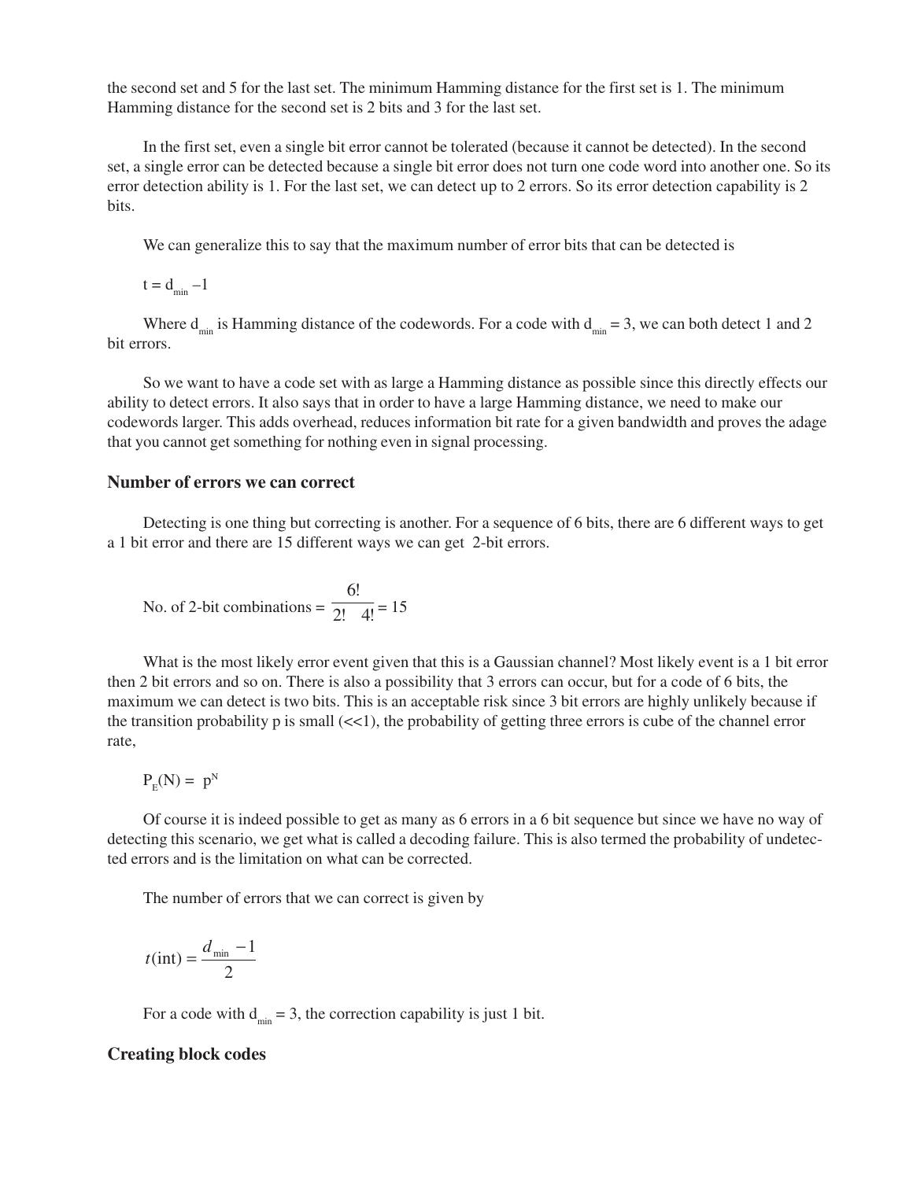the second set and 5 for the last set. The minimum Hamming distance for the first set is 1. The minimum Hamming distance for the second set is 2 bits and 3 for the last set.

In the first set, even a single bit error cannot be tolerated (because it cannot be detected). In the second set, a single error can be detected because a single bit error does not turn one code word into another one. So its error detection ability is 1. For the last set, we can detect up to 2 errors. So its error detection capability is 2 bits.

We can generalize this to say that the maximum number of error bits that can be detected is

$$t = d_{min} - 1$$

Where $d_{min}$ is Hamming distance of the codewords. For a code with $d_{min} = 3$, we can both detect 1 and 2 bit errors.

So we want to have a code set with as large a Hamming distance as possible since this directly effects our ability to detect errors. It also says that in order to have a large Hamming distance, we need to make our codewords larger. This adds overhead, reduces information bit rate for a given bandwidth and proves the adage that you cannot get something for nothing even in signal processing.

### Number of errors we can correct

Detecting is one thing but correcting is another. For a sequence of 6 bits, there are 6 different ways to get a 1 bit error and there are 15 different ways we can get 2-bit errors.

$$\text{No. of 2-bit combinations} = \frac{6!}{2! \quad 4!} = 15$$

What is the most likely error event given that this is a Gaussian channel? Most likely event is a 1 bit error then 2 bit errors and so on. There is also a possibility that 3 errors can occur, but for a code of 6 bits, the maximum we can detect is two bits. This is an acceptable risk since 3 bit errors are highly unlikely because if the transition probability p is small (<<1), the probability of getting three errors is cube of the channel error rate,

$$P_E(N) = p^N$$

Of course it is indeed possible to get as many as 6 errors in a 6 bit sequence but since we have no way of detecting this scenario, we get what is called a decoding failure. This is also termed the probability of undetected errors and is the limitation on what can be corrected.

The number of errors that we can correct is given by

$$t(\text{int}) = \frac{d_{\min} - 1}{2}$$

For a code with $d_{min} = 3$, the correction capability is just 1 bit.

### Creating block codes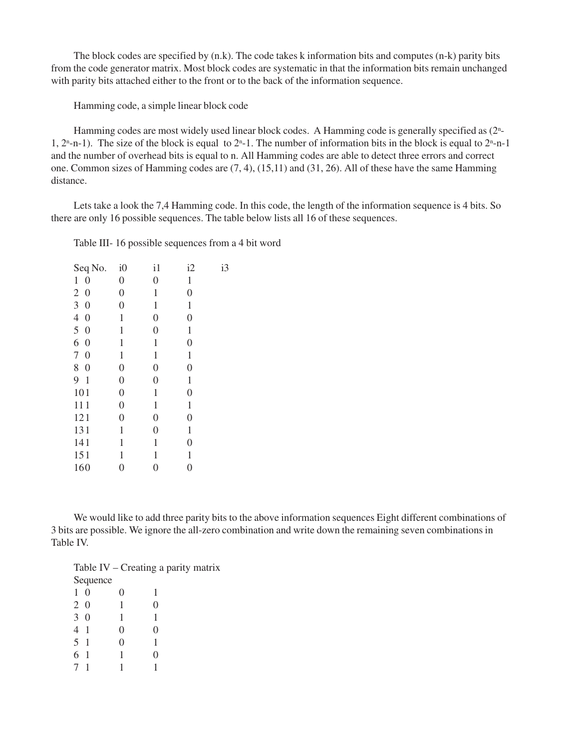The block codes are specified by (n.k). The code takes k information bits and computes (n-k) parity bits from the code generator matrix. Most block codes are systematic in that the information bits remain unchanged with parity bits attached either to the front or to the back of the information sequence.

Hamming code, a simple linear block code

Hamming codes are most widely used linear block codes. A Hamming code is generally specified as $(2^n-1, 2^n-n-1)$. The size of the block is equal to $2^n-1$. The number of information bits in the block is equal to $2^n-n-1$ and the number of overhead bits is equal to n. All Hamming codes are able to detect three errors and correct one. Common sizes of Hamming codes are (7, 4), (15,11) and (31, 26). All of these have the same Hamming distance.

Lets take a look the 7,4 Hamming code. In this code, the length of the information sequence is 4 bits. So there are only 16 possible sequences. The table below lists all 16 of these sequences.

Table III- 16 possible sequences from a 4 bit word

| Seq No. | i0 | i1 | i2 | i3 |
|---|---|---|---|---|
| 1 | 0 | 0 | 0 | 1 |
| 2 | 0 | 0 | 1 | 0 |
| 3 | 0 | 0 | 1 | 1 |
| 4 | 0 | 1 | 0 | 0 |
| 5 | 0 | 1 | 0 | 1 |
| 6 | 0 | 1 | 1 | 0 |
| 7 | 0 | 1 | 1 | 1 |
| 8 | 0 | 0 | 0 | 0 |
| 9 | 1 | 0 | 0 | 1 |
| 10 | 1 | 0 | 1 | 0 |
| 11 | 1 | 0 | 1 | 1 |
| 12 | 1 | 0 | 0 | 0 |
| 13 | 1 | 1 | 0 | 1 |
| 14 | 1 | 1 | 1 | 0 |
| 15 | 1 | 1 | 1 | 1 |
| 16 | 0 | 0 | 0 | 0 |

We would like to add three parity bits to the above information sequences Eight different combinations of 3 bits are possible. We ignore the all-zero combination and write down the remaining seven combinations in Table IV.

Table IV – Creating a parity matrix

| Sequence | | | |
|---|---|---|---|
| 1 | 0 | 0 | 1 |
| 2 | 0 | 1 | 0 |
| 3 | 0 | 1 | 1 |
| 4 | 1 | 0 | 0 |
| 5 | 1 | 0 | 1 |
| 6 | 1 | 1 | 0 |
| 7 | 1 | 1 | 1 |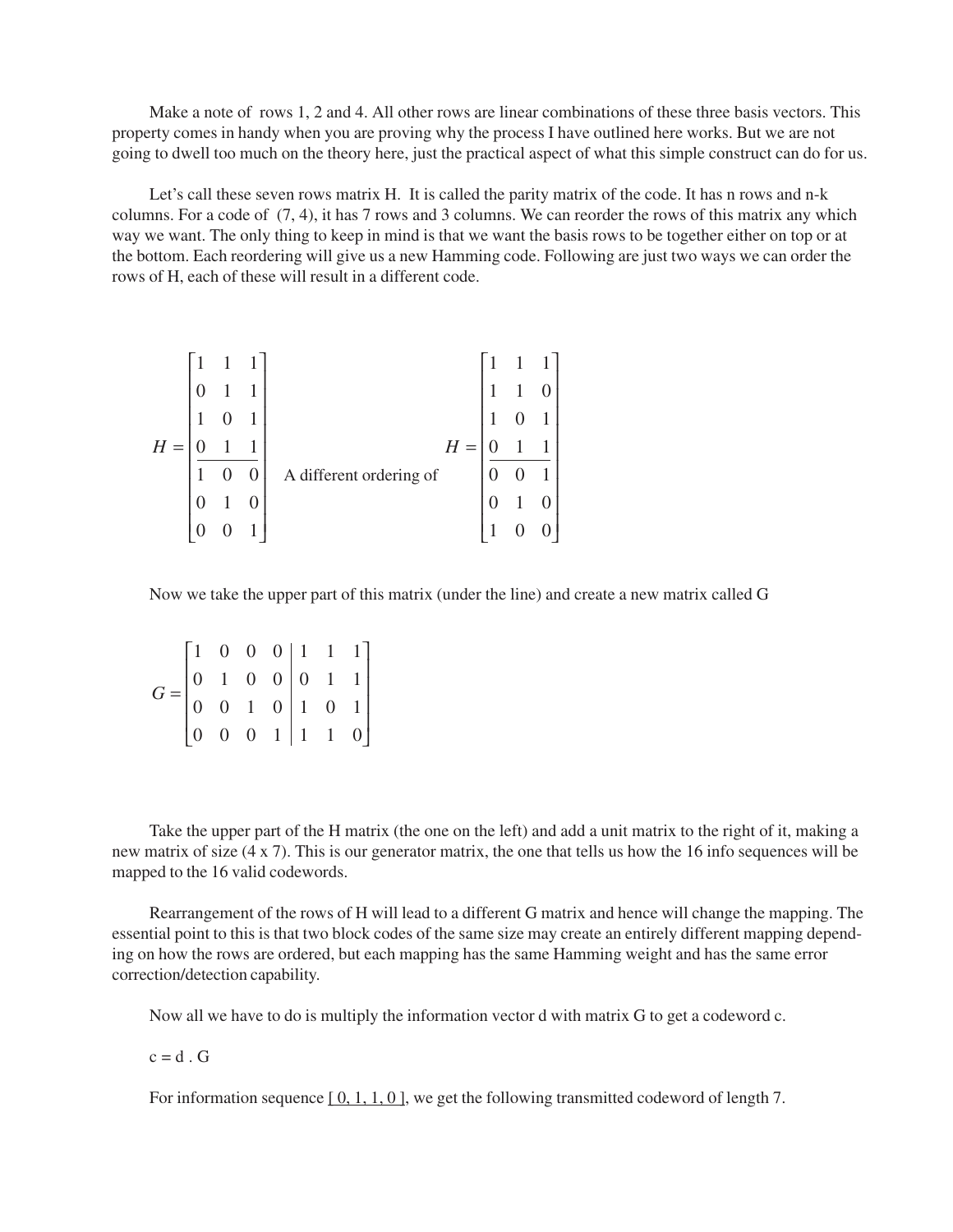Make a note of rows 1, 2 and 4. All other rows are linear combinations of these three basis vectors. This property comes in handy when you are proving why the process I have outlined here works. But we are not going to dwell too much on the theory here, just the practical aspect of what this simple construct can do for us.

Let's call these seven rows matrix H. It is called the parity matrix of the code. It has n rows and n-k columns. For a code of (7, 4), it has 7 rows and 3 columns. We can reorder the rows of this matrix any which way we want. The only thing to keep in mind is that we want the basis rows to be together either on top or at the bottom. Each reordering will give us a new Hamming code. Following are just two ways we can order the rows of H, each of these will result in a different code.

$$H = \begin{bmatrix} 1 & 1 & 1 \\ 0 & 1 & 1 \\ 1 & 0 & 1 \\ 0 & 1 & 1 \\ \hline 1 & 0 & 0 \\ 0 & 1 & 0 \\ 0 & 0 & 1 \end{bmatrix} \quad \text{A different ordering of} \quad H = \begin{bmatrix} 1 & 1 & 1 \\ 1 & 1 & 0 \\ 1 & 0 & 1 \\ 0 & 1 & 1 \\ \hline 0 & 0 & 1 \\ 0 & 1 & 0 \\ 1 & 0 & 0 \end{bmatrix}$$

Now we take the upper part of this matrix (under the line) and create a new matrix called G

$$G = \left[\begin{array}{cccc|ccc} 1 & 0 & 0 & 0 & 1 & 1 & 1 \\ 0 & 1 & 0 & 0 & 0 & 1 & 1 \\ 0 & 0 & 1 & 0 & 1 & 0 & 1 \\ 0 & 0 & 0 & 1 & 1 & 1 & 0 \end{array}\right]$$

Take the upper part of the H matrix (the one on the left) and add a unit matrix to the right of it, making a new matrix of size (4 x 7). This is our generator matrix, the one that tells us how the 16 info sequences will be mapped to the 16 valid codewords.

Rearrangement of the rows of H will lead to a different G matrix and hence will change the mapping. The essential point to this is that two block codes of the same size may create an entirely different mapping depending on how the rows are ordered, but each mapping has the same Hamming weight and has the same error correction/detection capability.

Now all we have to do is multiply the information vector d with matrix G to get a codeword c.

c = d . G

For information sequence [ 0, 1, 1, 0 ], we get the following transmitted codeword of length 7.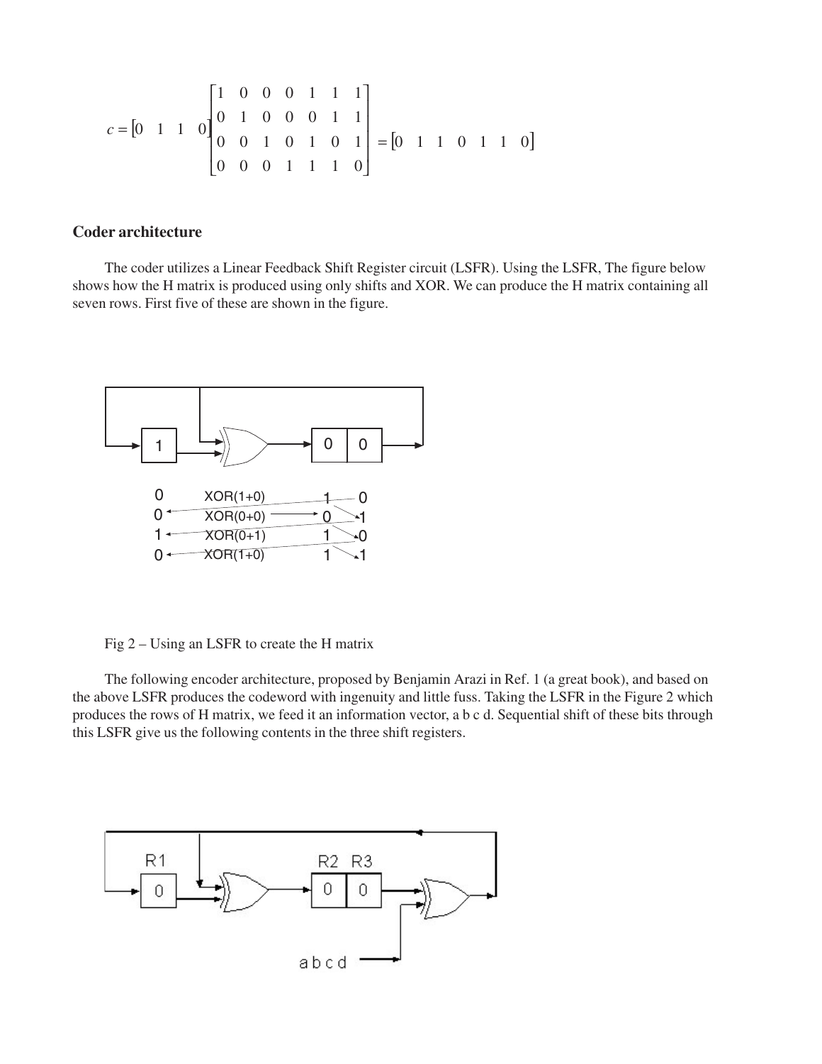$$c = \begin{bmatrix} 0 & 1 & 1 & 0 \end{bmatrix} \begin{bmatrix} 1 & 0 & 0 & 0 & 1 & 1 & 1 \\ 0 & 1 & 0 & 0 & 0 & 1 & 1 \\ 0 & 0 & 1 & 0 & 1 & 0 & 1 \\ 0 & 0 & 0 & 1 & 1 & 1 & 0 \end{bmatrix} = \begin{bmatrix} 0 & 1 & 1 & 0 & 1 & 1 & 0 \end{bmatrix}$$

## Coder architecture

The coder utilizes a Linear Feedback Shift Register circuit (LSFR). Using the LSFR, The figure below shows how the H matrix is produced using only shifts and XOR. We can produce the H matrix containing all seven rows. First five of these are shown in the figure.

Fig 2 – Using an LSFR to create the H matrix

The following encoder architecture, proposed by Benjamin Arazi in Ref. 1 (a great book), and based on the above LSFR produces the codeword with ingenuity and little fuss. Taking the LSFR in the Figure 2 which produces the rows of H matrix, we feed it an information vector, a b c d. Sequential shift of these bits through this LSFR give us the following contents in the three shift registers.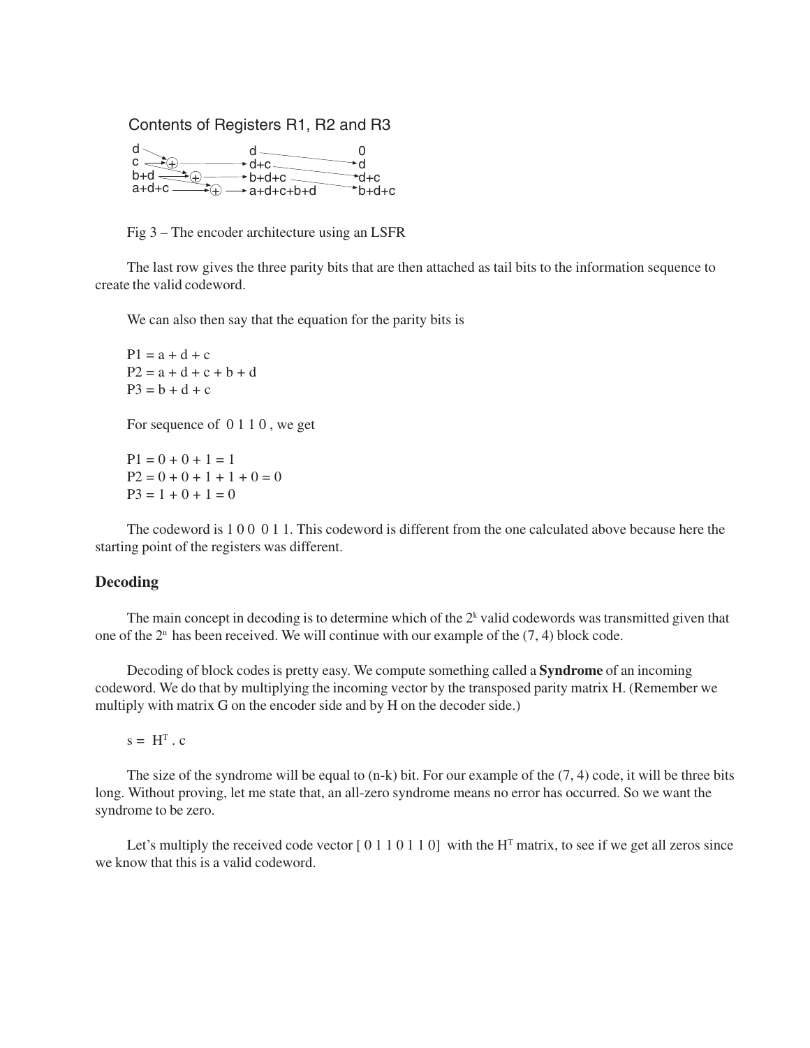Contents of Registers R1, R2 and R3

| | | |
|---|---|---|
| d | d | 0 |
| c | d+c | d |
| b+d | b+d+c | d+c |
| a+d+c | a+d+c+b+d | b+d+c |

Fig 3 – The encoder architecture using an LSFR

The last row gives the three parity bits that are then attached as tail bits to the information sequence to create the valid codeword.

We can also then say that the equation for the parity bits is

P1 = a + d + c
P2 = a + d + c + b + d
P3 = b + d + c

For sequence of 0 1 1 0 , we get

P1 = 0 + 0 + 1 = 1
P2 = 0 + 0 + 1 + 1 + 0 = 0
P3 = 1 + 0 + 1 = 0

The codeword is 1 0 0 0 1 1. This codeword is different from the one calculated above because here the starting point of the registers was different.

## Decoding

The main concept in decoding is to determine which of the $2^k$ valid codewords was transmitted given that one of the $2^n$ has been received. We will continue with our example of the (7, 4) block code.

Decoding of block codes is pretty easy. We compute something called a **Syndrome** of an incoming codeword. We do that by multiplying the incoming vector by the transposed parity matrix H. (Remember we multiply with matrix G on the encoder side and by H on the decoder side.)

$$s = H^T . c$$

The size of the syndrome will be equal to (n-k) bit. For our example of the (7, 4) code, it will be three bits long. Without proving, let me state that, an all-zero syndrome means no error has occurred. So we want the syndrome to be zero.

Let's multiply the received code vector [ 0 1 1 0 1 1 0] with the $H^T$ matrix, to see if we get all zeros since we know that this is a valid codeword.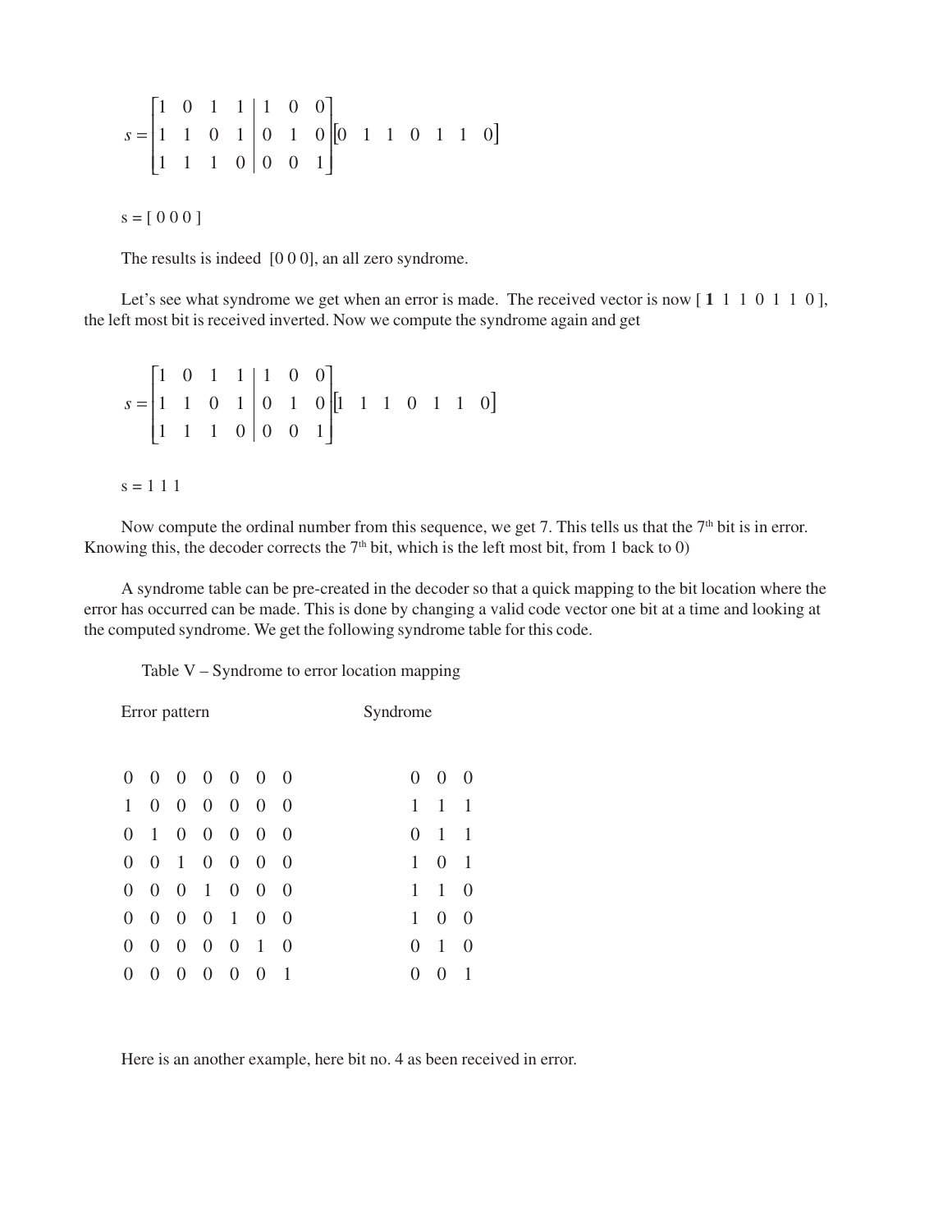$$s = \left[\begin{array}{cccc|ccc} 1 & 0 & 1 & 1 & 1 & 0 & 0 \\ 1 & 1 & 0 & 1 & 0 & 1 & 0 \\ 1 & 1 & 1 & 0 & 0 & 0 & 1 \end{array}\right] \begin{bmatrix} 0 & 1 & 1 & 0 & 1 & 1 & 0 \end{bmatrix}$$

s = [ 0 0 0 ]

The results is indeed [0 0 0], an all zero syndrome.

Let's see what syndrome we get when an error is made. The received vector is now [ **1** 1 1 0 1 1 0 ], the left most bit is received inverted. Now we compute the syndrome again and get

$$s = \left[\begin{array}{cccc|ccc} 1 & 0 & 1 & 1 & 1 & 0 & 0 \\ 1 & 1 & 0 & 1 & 0 & 1 & 0 \\ 1 & 1 & 1 & 0 & 0 & 0 & 1 \end{array}\right] \begin{bmatrix} 1 & 1 & 1 & 0 & 1 & 1 & 0 \end{bmatrix}$$

s = 1 1 1

Now compute the ordinal number from this sequence, we get 7. This tells us that the $7^{th}$ bit is in error. Knowing this, the decoder corrects the $7^{th}$ bit, which is the left most bit, from 1 back to 0)

A syndrome table can be pre-created in the decoder so that a quick mapping to the bit location where the error has occurred can be made. This is done by changing a valid code vector one bit at a time and looking at the computed syndrome. We get the following syndrome table for this code.

Table V – Syndrome to error location mapping

| Error pattern | Syndrome |
|---|---|
| 0 0 0 0 0 0 0 | 0 0 0 |
| 1 0 0 0 0 0 0 | 1 1 1 |
| 0 1 0 0 0 0 0 | 0 1 1 |
| 0 0 1 0 0 0 0 | 1 0 1 |
| 0 0 0 1 0 0 0 | 1 1 0 |
| 0 0 0 0 1 0 0 | 1 0 0 |
| 0 0 0 0 0 1 0 | 0 1 0 |
| 0 0 0 0 0 0 1 | 0 0 1 |

Here is an another example, here bit no. 4 as been received in error.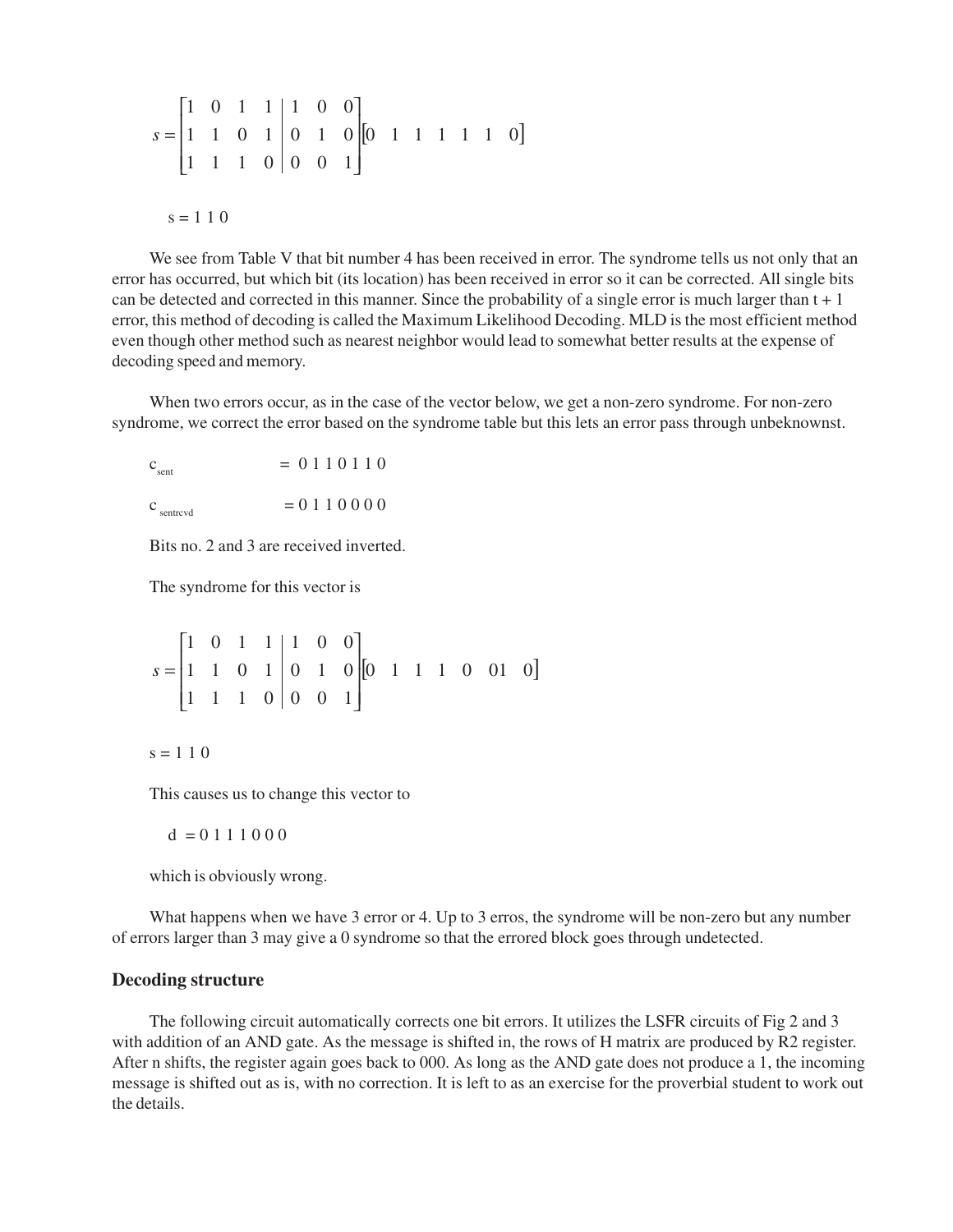$$s = \begin{bmatrix} 1 & 0 & 1 & 1 & | & 1 & 0 & 0 \\ 1 & 1 & 0 & 1 & | & 0 & 1 & 0 \\ 1 & 1 & 1 & 0 & | & 0 & 0 & 1 \end{bmatrix} \begin{bmatrix} 0 & 1 & 1 & 1 & 1 & 1 & 0 \end{bmatrix}$$

s = 1 1 0

We see from Table V that bit number 4 has been received in error. The syndrome tells us not only that an error has occurred, but which bit (its location) has been received in error so it can be corrected. All single bits can be detected and corrected in this manner. Since the probability of a single error is much larger than t + 1 error, this method of decoding is called the Maximum Likelihood Decoding. MLD is the most efficient method even though other method such as nearest neighbor would lead to somewhat better results at the expense of decoding speed and memory.

When two errors occur, as in the case of the vector below, we get a non-zero syndrome. For non-zero syndrome, we correct the error based on the syndrome table but this lets an error pass through unbeknownst.

$c_{sent}$ = 0 1 1 0 1 1 0

$c_{sentrcvd}$ = 0 1 1 0 0 0 0

Bits no. 2 and 3 are received inverted.

The syndrome for this vector is

$$s = \begin{bmatrix} 1 & 0 & 1 & 1 & | & 1 & 0 & 0 \\ 1 & 1 & 0 & 1 & | & 0 & 1 & 0 \\ 1 & 1 & 1 & 0 & | & 0 & 0 & 1 \end{bmatrix} \begin{bmatrix} 0 & 1 & 1 & 1 & 0 & 01 & 0 \end{bmatrix}$$

s = 1 1 0

This causes us to change this vector to

d = 0 1 1 1 0 0 0

which is obviously wrong.

What happens when we have 3 error or 4. Up to 3 erros, the syndrome will be non-zero but any number of errors larger than 3 may give a 0 syndrome so that the errored block goes through undetected.

## Decoding structure

The following circuit automatically corrects one bit errors. It utilizes the LSFR circuits of Fig 2 and 3 with addition of an AND gate. As the message is shifted in, the rows of H matrix are produced by R2 register. After n shifts, the register again goes back to 000. As long as the AND gate does not produce a 1, the incoming message is shifted out as is, with no correction. It is left to as an exercise for the proverbial student to work out the details.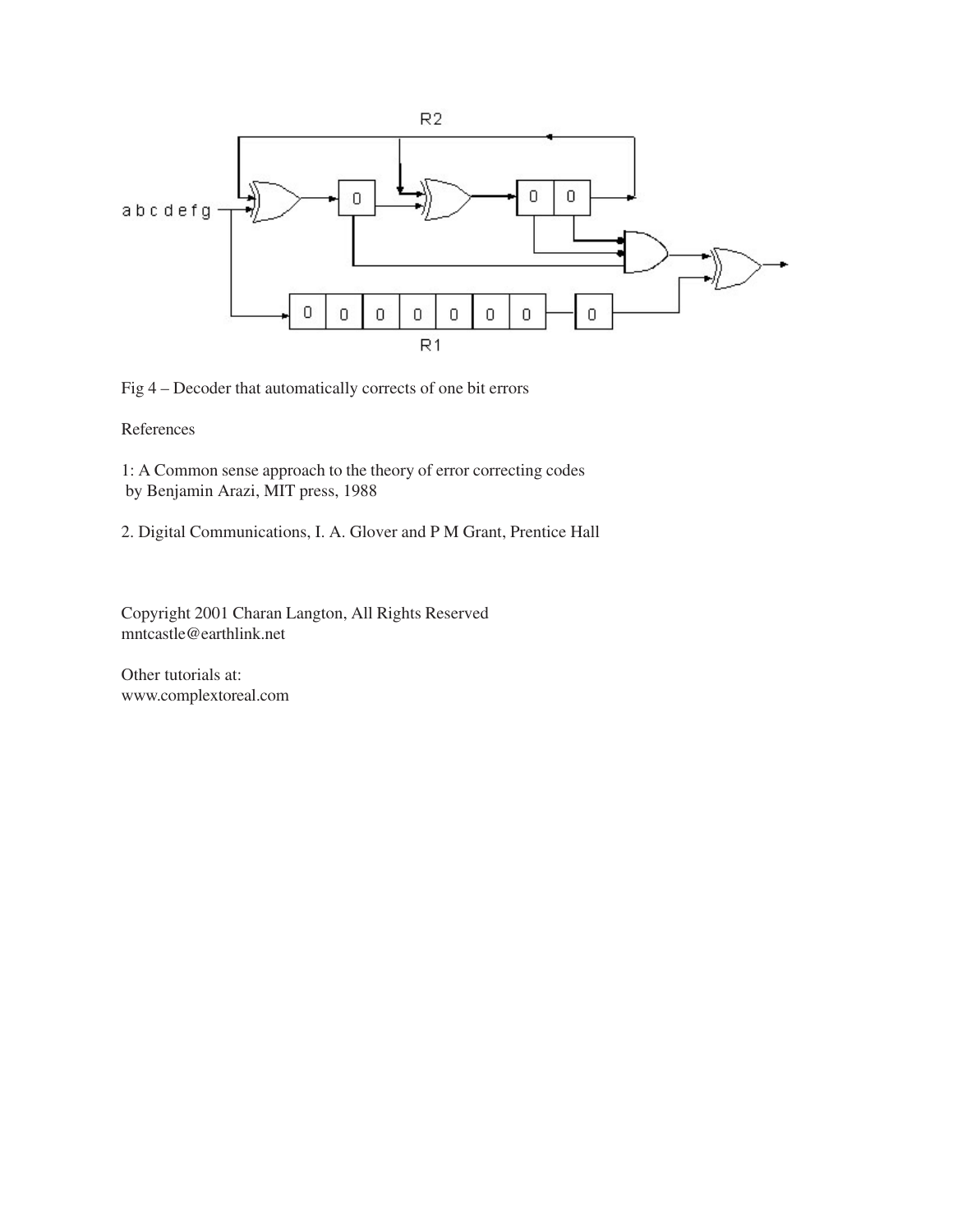R2

a b c d e f g

0

0 0

0 0 0 0 0 0 0 0

R1

Fig 4 – Decoder that automatically corrects of one bit errors

References

1: A Common sense approach to the theory of error correcting codes
by Benjamin Arazi, MIT press, 1988

2. Digital Communications, I. A. Glover and P M Grant, Prentice Hall

Copyright 2001 Charan Langton, All Rights Reserved
mntcastle@earthlink.net

Other tutorials at:
www.complextoreal.com